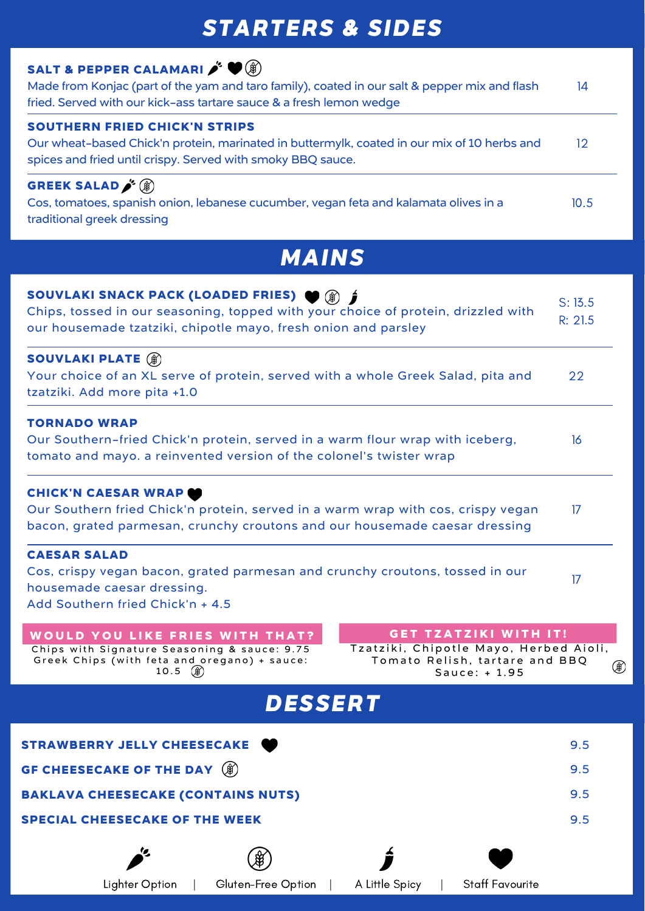# STARTERS & SIDES

**SALT & PEPPER CALAMARI** (Lighter Option, Staff Favourite, Gluten-Free Option) — 14
Made from Konjac (part of the yam and taro family), coated in our salt & pepper mix and flash fried. Served with our kick-ass tartare sauce & a fresh lemon wedge

**SOUTHERN FRIED CHICK'N STRIPS** — 12
Our wheat-based Chick'n protein, marinated in buttermylk, coated in our mix of 10 herbs and spices and fried until crispy. Served with smoky BBQ sauce.

**GREEK SALAD** (Lighter Option, Gluten-Free Option) — 10.5
Cos, tomatoes, spanish onion, lebanese cucumber, vegan feta and kalamata olives in a traditional greek dressing

# MAINS

**SOUVLAKI SNACK PACK (LOADED FRIES)** (Staff Favourite, Gluten-Free Option, A Little Spicy) — S: 13.5 / R: 21.5
Chips, tossed in our seasoning, topped with your choice of protein, drizzled with our housemade tzatziki, chipotle mayo, fresh onion and parsley

**SOUVLAKI PLATE** (Gluten-Free Option) — 22
Your choice of an XL serve of protein, served with a whole Greek Salad, pita and tzatziki. Add more pita +1.0

**TORNADO WRAP** — 16
Our Southern-fried Chick'n protein, served in a warm flour wrap with iceberg, tomato and mayo. a reinvented version of the colonel's twister wrap

**CHICK'N CAESAR WRAP** (Staff Favourite) — 17
Our Southern fried Chick'n protein, served in a warm wrap with cos, crispy vegan bacon, grated parmesan, crunchy croutons and our housemade caesar dressing

**CAESAR SALAD** — 17
Cos, crispy vegan bacon, grated parmesan and crunchy croutons, tossed in our housemade caesar dressing.
Add Southern fried Chick'n + 4.5

**WOULD YOU LIKE FRIES WITH THAT?**
Chips with Signature Seasoning & sauce: 9.75
Greek Chips (with feta and oregano) + sauce: 10.5 (Gluten-Free Option)

**GET TZATZIKI WITH IT!**
Tzatziki, Chipotle Mayo, Herbed Aioli, Tomato Relish, tartare and BBQ Sauce: + 1.95 (Gluten-Free Option)

# DESSERT

| Item | Price |
|---|---|
| **STRAWBERRY JELLY CHEESECAKE** (Staff Favourite) | 9.5 |
| **GF CHEESECAKE OF THE DAY** (Gluten-Free Option) | 9.5 |
| **BAKLAVA CHEESECAKE (CONTAINS NUTS)** | 9.5 |
| **SPECIAL CHEESECAKE OF THE WEEK** | 9.5 |

Lighter Option | Gluten-Free Option | A Little Spicy | Staff Favourite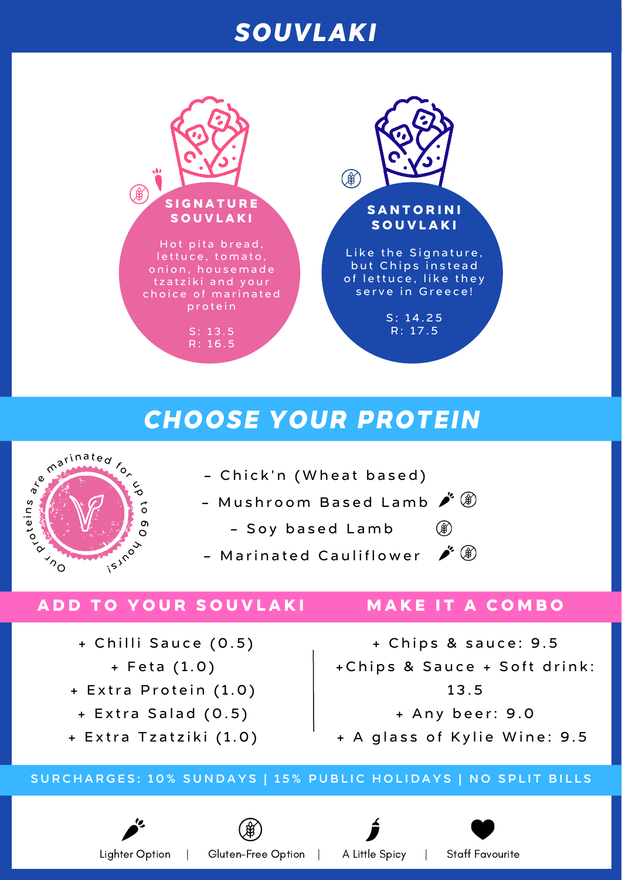# SOUVLAKI

## SIGNATURE SOUVLAKI

Hot pita bread, lettuce, tomato, onion, housemade tzatziki and your choice of marinated protein

S: 13.5
R: 16.5

## SANTORINI SOUVLAKI

Like the Signature, but Chips instead of lettuce, like they serve in Greece!

S: 14.25
R: 17.5

# CHOOSE YOUR PROTEIN

Our proteins are marinated for up to 60 hours!

- Chick'n (Wheat based)
- Mushroom Based Lamb
- Soy based Lamb
- Marinated Cauliflower

## ADD TO YOUR SOUVLAKI

+ Chilli Sauce (0.5)
+ Feta (1.0)
+ Extra Protein (1.0)
+ Extra Salad (0.5)
+ Extra Tzatziki (1.0)

## MAKE IT A COMBO

+ Chips & sauce: 9.5
+ Chips & Sauce + Soft drink: 13.5
+ Any beer: 9.0
+ A glass of Kylie Wine: 9.5

SURCHARGES: 10% SUNDAYS | 15% PUBLIC HOLIDAYS | NO SPLIT BILLS

Lighter Option | Gluten-Free Option | A Little Spicy | Staff Favourite